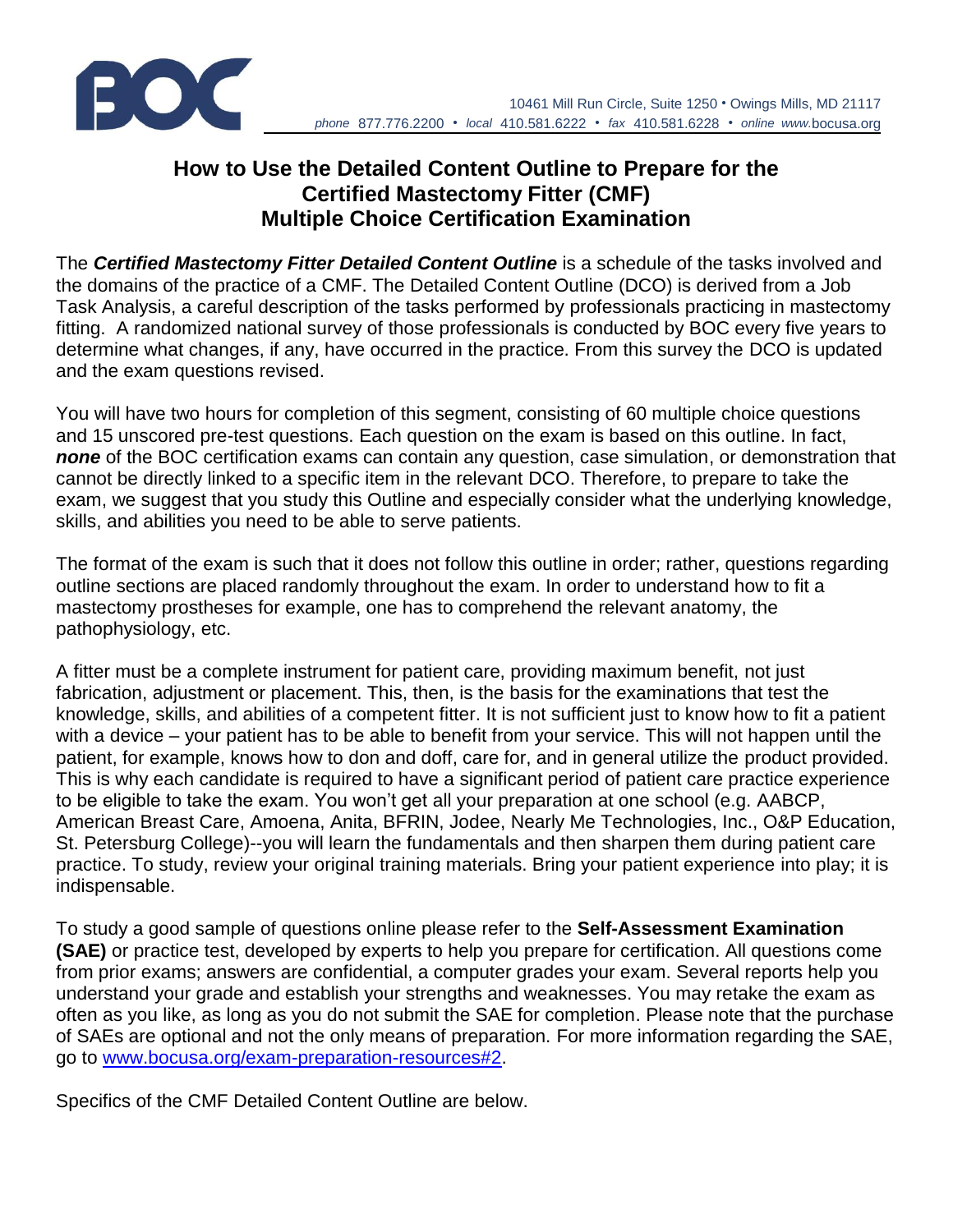BOC

10461 Mill Run Circle, Suite 1250 • Owings Mills, MD 21117
*phone* 877.776.2200 • *local* 410.581.6222 • *fax* 410.581.6228 • *online* www.bocusa.org

# How to Use the Detailed Content Outline to Prepare for the Certified Mastectomy Fitter (CMF) Multiple Choice Certification Examination

The ***Certified Mastectomy Fitter Detailed Content Outline*** is a schedule of the tasks involved and the domains of the practice of a CMF. The Detailed Content Outline (DCO) is derived from a Job Task Analysis, a careful description of the tasks performed by professionals practicing in mastectomy fitting. A randomized national survey of those professionals is conducted by BOC every five years to determine what changes, if any, have occurred in the practice. From this survey the DCO is updated and the exam questions revised.

You will have two hours for completion of this segment, consisting of 60 multiple choice questions and 15 unscored pre-test questions. Each question on the exam is based on this outline. In fact, ***none*** of the BOC certification exams can contain any question, case simulation, or demonstration that cannot be directly linked to a specific item in the relevant DCO. Therefore, to prepare to take the exam, we suggest that you study this Outline and especially consider what the underlying knowledge, skills, and abilities you need to be able to serve patients.

The format of the exam is such that it does not follow this outline in order; rather, questions regarding outline sections are placed randomly throughout the exam. In order to understand how to fit a mastectomy prostheses for example, one has to comprehend the relevant anatomy, the pathophysiology, etc.

A fitter must be a complete instrument for patient care, providing maximum benefit, not just fabrication, adjustment or placement. This, then, is the basis for the examinations that test the knowledge, skills, and abilities of a competent fitter. It is not sufficient just to know how to fit a patient with a device – your patient has to be able to benefit from your service. This will not happen until the patient, for example, knows how to don and doff, care for, and in general utilize the product provided. This is why each candidate is required to have a significant period of patient care practice experience to be eligible to take the exam. You won't get all your preparation at one school (e.g. AABCP, American Breast Care, Amoena, Anita, BFRIN, Jodee, Nearly Me Technologies, Inc., O&P Education, St. Petersburg College)--you will learn the fundamentals and then sharpen them during patient care practice. To study, review your original training materials. Bring your patient experience into play; it is indispensable.

To study a good sample of questions online please refer to the **Self-Assessment Examination (SAE)** or practice test, developed by experts to help you prepare for certification. All questions come from prior exams; answers are confidential, a computer grades your exam. Several reports help you understand your grade and establish your strengths and weaknesses. You may retake the exam as often as you like, as long as you do not submit the SAE for completion. Please note that the purchase of SAEs are optional and not the only means of preparation. For more information regarding the SAE, go to www.bocusa.org/exam-preparation-resources#2.

Specifics of the CMF Detailed Content Outline are below.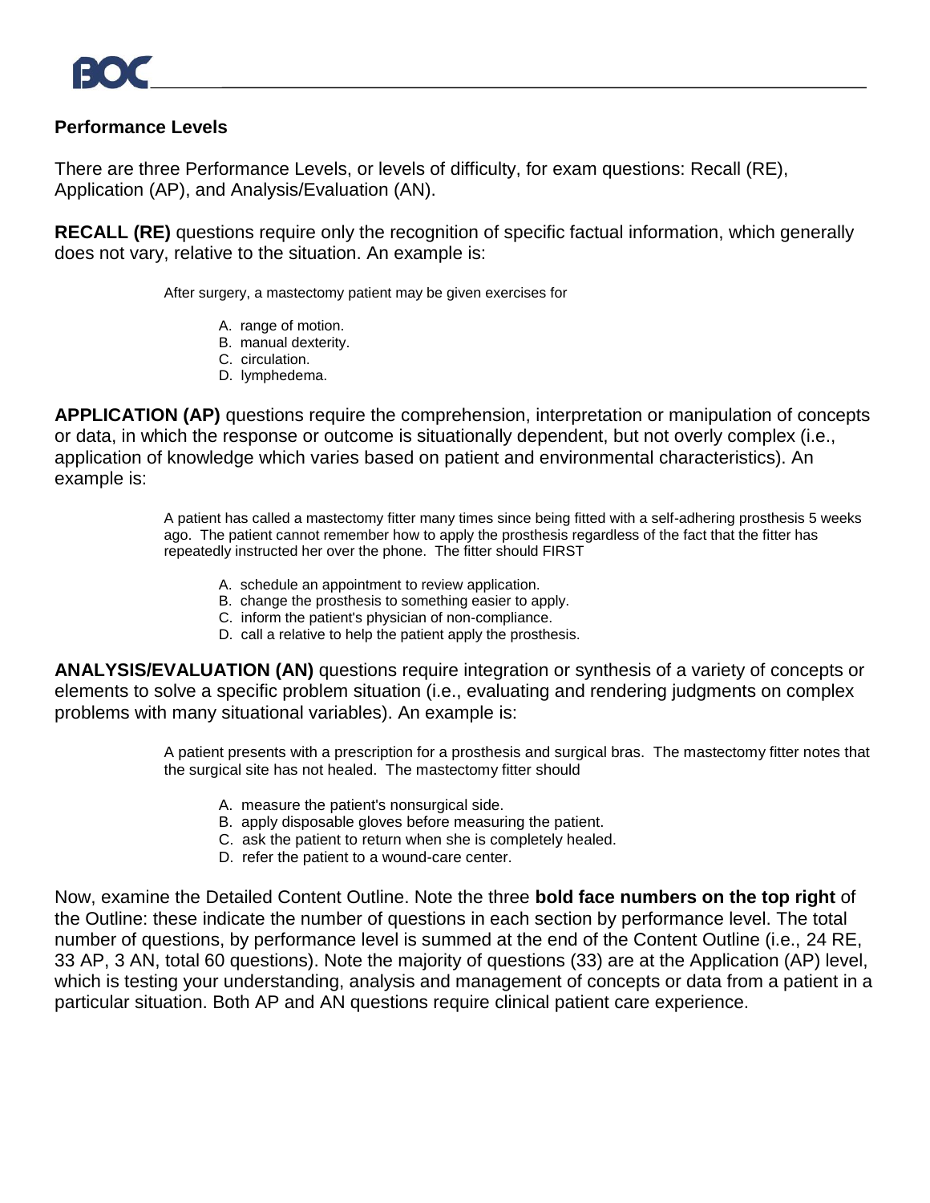## Performance Levels

There are three Performance Levels, or levels of difficulty, for exam questions: Recall (RE), Application (AP), and Analysis/Evaluation (AN).

**RECALL (RE)** questions require only the recognition of specific factual information, which generally does not vary, relative to the situation. An example is:

> After surgery, a mastectomy patient may be given exercises for
>
> A. range of motion.
> B. manual dexterity.
> C. circulation.
> D. lymphedema.

**APPLICATION (AP)** questions require the comprehension, interpretation or manipulation of concepts or data, in which the response or outcome is situationally dependent, but not overly complex (i.e., application of knowledge which varies based on patient and environmental characteristics). An example is:

> A patient has called a mastectomy fitter many times since being fitted with a self-adhering prosthesis 5 weeks ago. The patient cannot remember how to apply the prosthesis regardless of the fact that the fitter has repeatedly instructed her over the phone. The fitter should FIRST
>
> A. schedule an appointment to review application.
> B. change the prosthesis to something easier to apply.
> C. inform the patient's physician of non-compliance.
> D. call a relative to help the patient apply the prosthesis.

**ANALYSIS/EVALUATION (AN)** questions require integration or synthesis of a variety of concepts or elements to solve a specific problem situation (i.e., evaluating and rendering judgments on complex problems with many situational variables). An example is:

> A patient presents with a prescription for a prosthesis and surgical bras. The mastectomy fitter notes that the surgical site has not healed. The mastectomy fitter should
>
> A. measure the patient's nonsurgical side.
> B. apply disposable gloves before measuring the patient.
> C. ask the patient to return when she is completely healed.
> D. refer the patient to a wound-care center.

Now, examine the Detailed Content Outline. Note the three **bold face numbers on the top right** of the Outline: these indicate the number of questions in each section by performance level. The total number of questions, by performance level is summed at the end of the Content Outline (i.e., 24 RE, 33 AP, 3 AN, total 60 questions). Note the majority of questions (33) are at the Application (AP) level, which is testing your understanding, analysis and management of concepts or data from a patient in a particular situation. Both AP and AN questions require clinical patient care experience.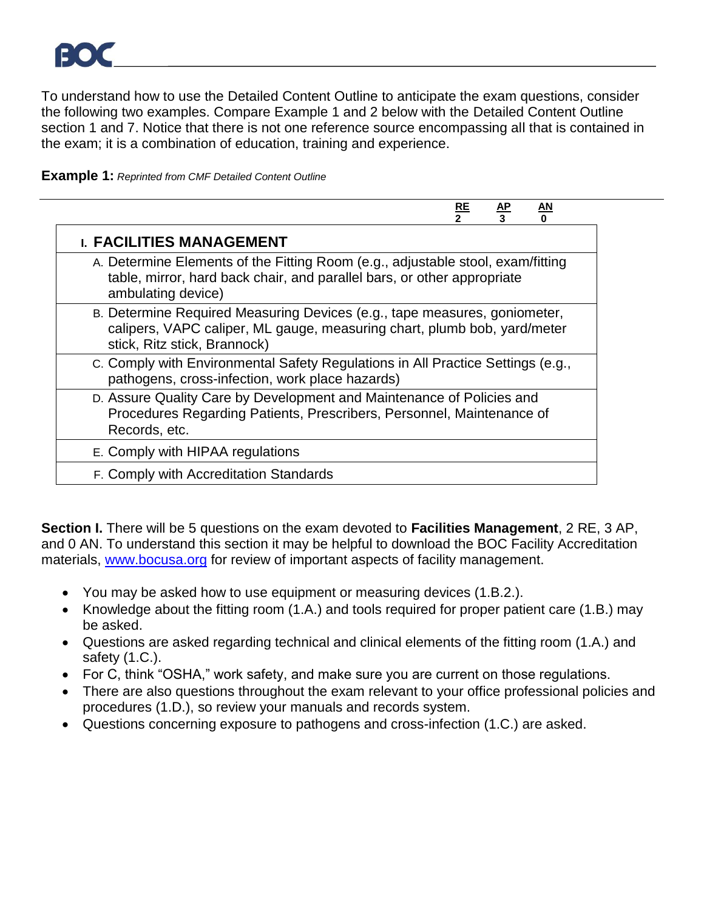To understand how to use the Detailed Content Outline to anticipate the exam questions, consider the following two examples. Compare Example 1 and 2 below with the Detailed Content Outline section 1 and 7. Notice that there is not one reference source encompassing all that is contained in the exam; it is a combination of education, training and experience.

**Example 1:** *Reprinted from CMF Detailed Content Outline*

| | RE | AP | AN |
|---|---|---|---|
| | 2 | 3 | 0 |
| **I. FACILITIES MANAGEMENT** | | | |
| A. Determine Elements of the Fitting Room (e.g., adjustable stool, exam/fitting table, mirror, hard back chair, and parallel bars, or other appropriate ambulating device) | | | |
| B. Determine Required Measuring Devices (e.g., tape measures, goniometer, calipers, VAPC caliper, ML gauge, measuring chart, plumb bob, yard/meter stick, Ritz stick, Brannock) | | | |
| C. Comply with Environmental Safety Regulations in All Practice Settings (e.g., pathogens, cross-infection, work place hazards) | | | |
| D. Assure Quality Care by Development and Maintenance of Policies and Procedures Regarding Patients, Prescribers, Personnel, Maintenance of Records, etc. | | | |
| E. Comply with HIPAA regulations | | | |
| F. Comply with Accreditation Standards | | | |

**Section I.** There will be 5 questions on the exam devoted to **Facilities Management**, 2 RE, 3 AP, and 0 AN. To understand this section it may be helpful to download the BOC Facility Accreditation materials, [www.bocusa.org](http://www.bocusa.org) for review of important aspects of facility management.

- You may be asked how to use equipment or measuring devices (1.B.2.).
- Knowledge about the fitting room (1.A.) and tools required for proper patient care (1.B.) may be asked.
- Questions are asked regarding technical and clinical elements of the fitting room (1.A.) and safety (1.C.).
- For C, think "OSHA," work safety, and make sure you are current on those regulations.
- There are also questions throughout the exam relevant to your office professional policies and procedures (1.D.), so review your manuals and records system.
- Questions concerning exposure to pathogens and cross-infection (1.C.) are asked.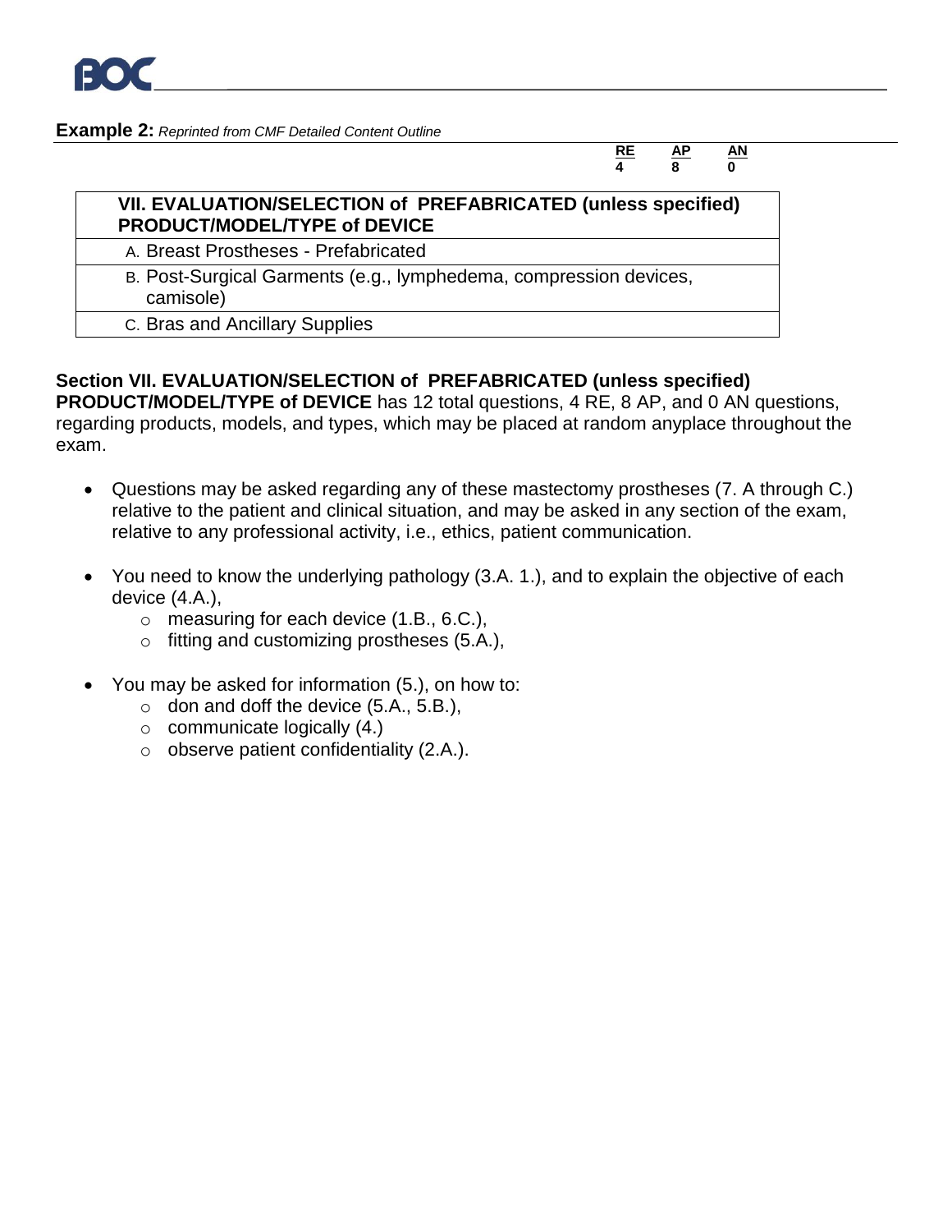**Example 2:** *Reprinted from CMF Detailed Content Outline*

| | RE | AP | AN |
|---|---|---|---|
| | 4 | 8 | 0 |

| VII. EVALUATION/SELECTION of PREFABRICATED (unless specified) PRODUCT/MODEL/TYPE of DEVICE |
|---|
| A. Breast Prostheses - Prefabricated |
| B. Post-Surgical Garments (e.g., lymphedema, compression devices, camisole) |
| C. Bras and Ancillary Supplies |

**Section VII. EVALUATION/SELECTION of PREFABRICATED (unless specified) PRODUCT/MODEL/TYPE of DEVICE** has 12 total questions, 4 RE, 8 AP, and 0 AN questions, regarding products, models, and types, which may be placed at random anyplace throughout the exam.

- Questions may be asked regarding any of these mastectomy prostheses (7. A through C.) relative to the patient and clinical situation, and may be asked in any section of the exam, relative to any professional activity, i.e., ethics, patient communication.

- You need to know the underlying pathology (3.A. 1.), and to explain the objective of each device (4.A.),
  - measuring for each device (1.B., 6.C.),
  - fitting and customizing prostheses (5.A.),

- You may be asked for information (5.), on how to:
  - don and doff the device (5.A., 5.B.),
  - communicate logically (4.)
  - observe patient confidentiality (2.A.).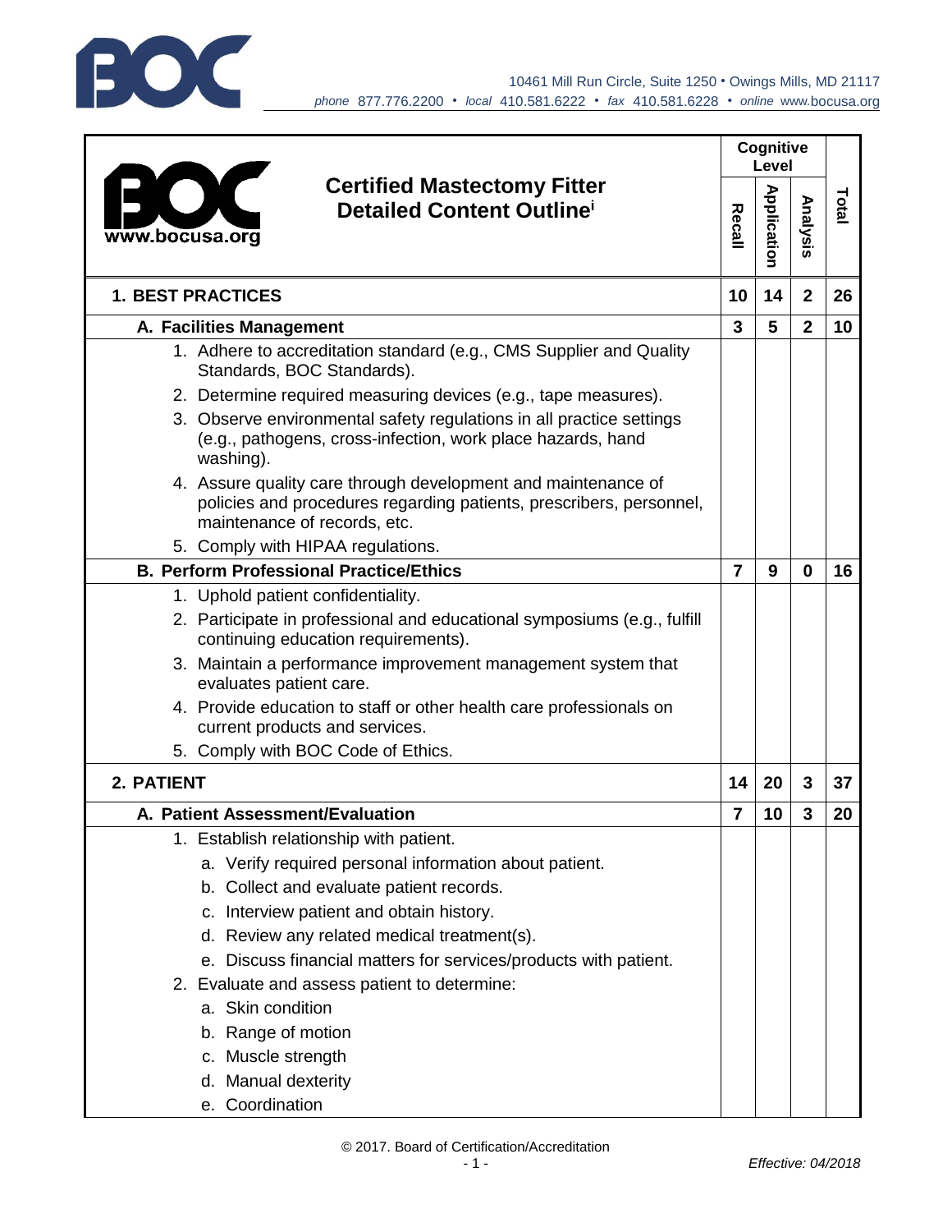| Certified Mastectomy Fitter Detailed Content Outline[i] | Cognitive Level | | | Total |
|---|---|---|---|---|
| | Recall | Application | Analysis | |
| **1. BEST PRACTICES** | **10** | **14** | **2** | **26** |
| **A. Facilities Management** | **3** | **5** | **2** | **10** |
| 1. Adhere to accreditation standard (e.g., CMS Supplier and Quality Standards, BOC Standards). | | | | |
| 2. Determine required measuring devices (e.g., tape measures). | | | | |
| 3. Observe environmental safety regulations in all practice settings (e.g., pathogens, cross-infection, work place hazards, hand washing). | | | | |
| 4. Assure quality care through development and maintenance of policies and procedures regarding patients, prescribers, personnel, maintenance of records, etc. | | | | |
| 5. Comply with HIPAA regulations. | | | | |
| **B. Perform Professional Practice/Ethics** | **7** | **9** | **0** | **16** |
| 1. Uphold patient confidentiality. | | | | |
| 2. Participate in professional and educational symposiums (e.g., fulfill continuing education requirements). | | | | |
| 3. Maintain a performance improvement management system that evaluates patient care. | | | | |
| 4. Provide education to staff or other health care professionals on current products and services. | | | | |
| 5. Comply with BOC Code of Ethics. | | | | |
| **2. PATIENT** | **14** | **20** | **3** | **37** |
| **A. Patient Assessment/Evaluation** | **7** | **10** | **3** | **20** |
| 1. Establish relationship with patient. | | | | |
| a. Verify required personal information about patient. | | | | |
| b. Collect and evaluate patient records. | | | | |
| c. Interview patient and obtain history. | | | | |
| d. Review any related medical treatment(s). | | | | |
| e. Discuss financial matters for services/products with patient. | | | | |
| 2. Evaluate and assess patient to determine: | | | | |
| a. Skin condition | | | | |
| b. Range of motion | | | | |
| c. Muscle strength | | | | |
| d. Manual dexterity | | | | |
| e. Coordination | | | | |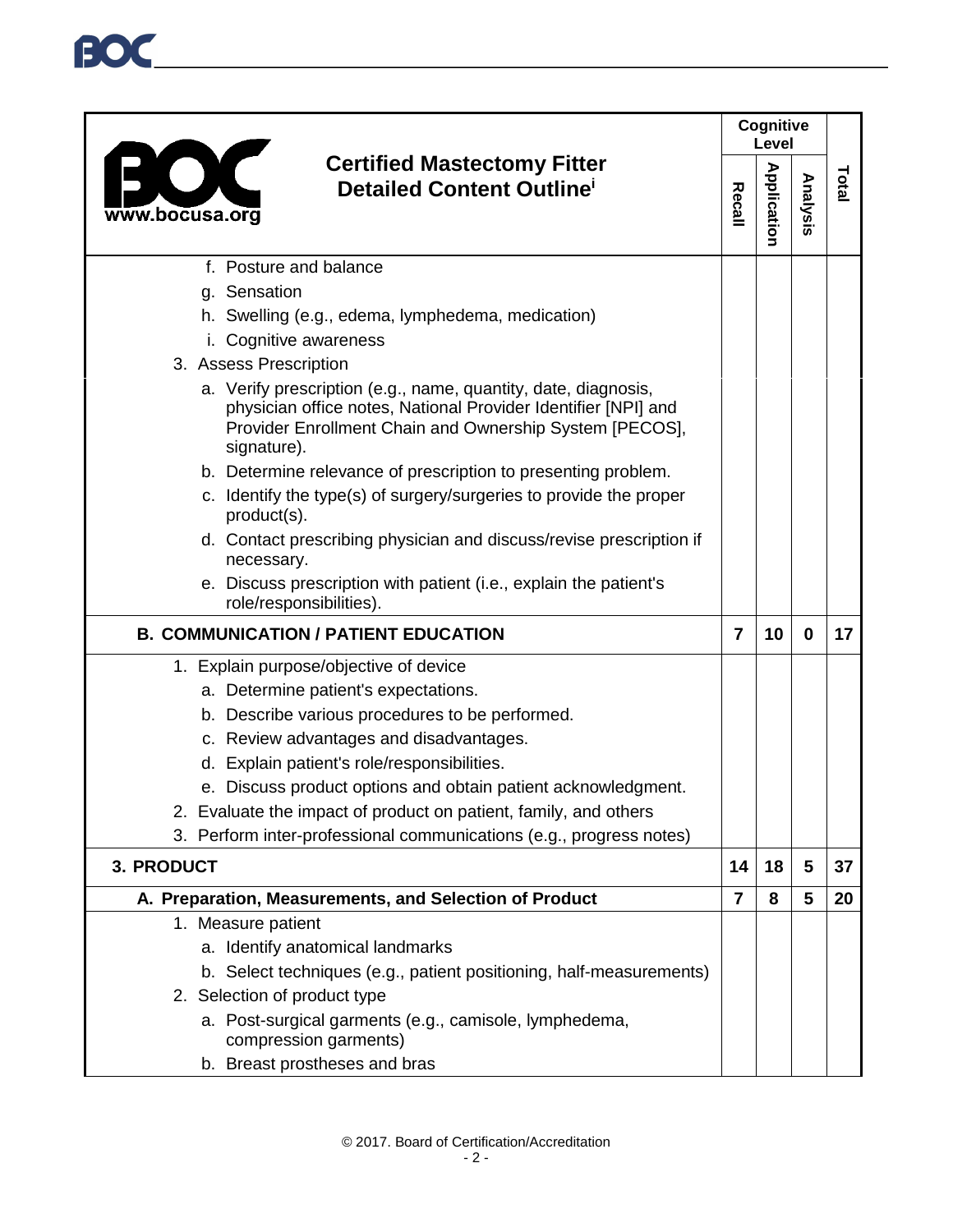| Certified Mastectomy Fitter Detailed Content Outline[i] | Cognitive Level | | | Total |
|---|---|---|---|---|
| | Recall | Application | Analysis | |
| f. Posture and balance<br>g. Sensation<br>h. Swelling (e.g., edema, lymphedema, medication)<br>i. Cognitive awareness<br>3. Assess Prescription<br>a. Verify prescription (e.g., name, quantity, date, diagnosis, physician office notes, National Provider Identifier [NPI] and Provider Enrollment Chain and Ownership System [PECOS], signature).<br>b. Determine relevance of prescription to presenting problem.<br>c. Identify the type(s) of surgery/surgeries to provide the proper product(s).<br>d. Contact prescribing physician and discuss/revise prescription if necessary.<br>e. Discuss prescription with patient (i.e., explain the patient's role/responsibilities). | | | | |
| **B. COMMUNICATION / PATIENT EDUCATION** | **7** | **10** | **0** | **17** |
| 1. Explain purpose/objective of device<br>a. Determine patient's expectations.<br>b. Describe various procedures to be performed.<br>c. Review advantages and disadvantages.<br>d. Explain patient's role/responsibilities.<br>e. Discuss product options and obtain patient acknowledgment.<br>2. Evaluate the impact of product on patient, family, and others<br>3. Perform inter-professional communications (e.g., progress notes) | | | | |
| **3. PRODUCT** | **14** | **18** | **5** | **37** |
| **A. Preparation, Measurements, and Selection of Product** | **7** | **8** | **5** | **20** |
| 1. Measure patient<br>a. Identify anatomical landmarks<br>b. Select techniques (e.g., patient positioning, half-measurements)<br>2. Selection of product type<br>a. Post-surgical garments (e.g., camisole, lymphedema, compression garments)<br>b. Breast prostheses and bras | | | | |

© 2017. Board of Certification/Accreditation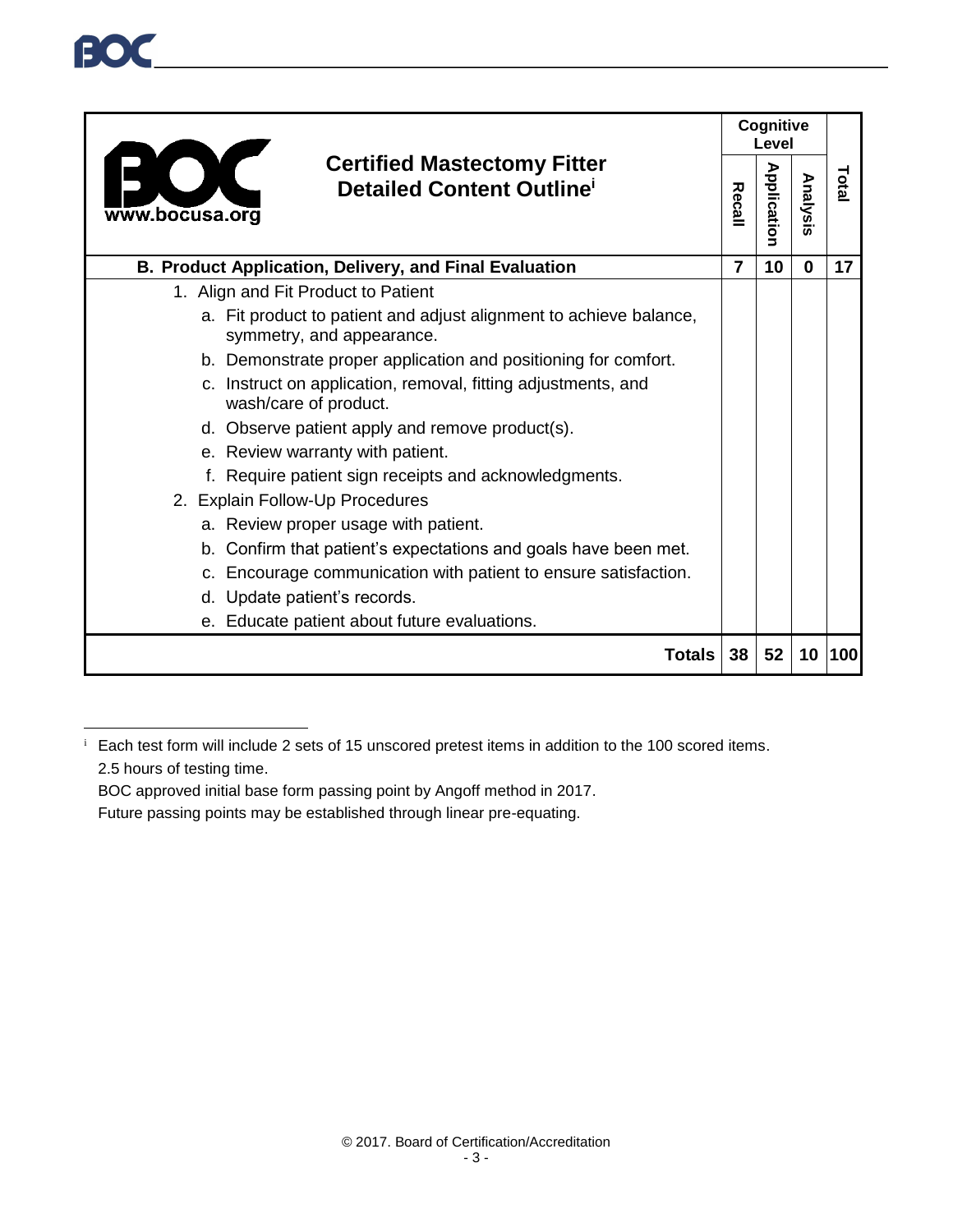| Certified Mastectomy Fitter Detailed Content Outline[i] | Cognitive Level | | | Total |
|---|---|---|---|---|
| | Recall | Application | Analysis | |
| **B. Product Application, Delivery, and Final Evaluation** | **7** | **10** | **0** | **17** |
| 1. Align and Fit Product to Patient<br>a. Fit product to patient and adjust alignment to achieve balance, symmetry, and appearance.<br>b. Demonstrate proper application and positioning for comfort.<br>c. Instruct on application, removal, fitting adjustments, and wash/care of product.<br>d. Observe patient apply and remove product(s).<br>e. Review warranty with patient.<br>f. Require patient sign receipts and acknowledgments.<br>2. Explain Follow-Up Procedures<br>a. Review proper usage with patient.<br>b. Confirm that patient's expectations and goals have been met.<br>c. Encourage communication with patient to ensure satisfaction.<br>d. Update patient's records.<br>e. Educate patient about future evaluations. | | | | |
| **Totals** | **38** | **52** | **10** | **100** |

[i] Each test form will include 2 sets of 15 unscored pretest items in addition to the 100 scored items.
2.5 hours of testing time.
BOC approved initial base form passing point by Angoff method in 2017.
Future passing points may be established through linear pre-equating.

© 2017. Board of Certification/Accreditation